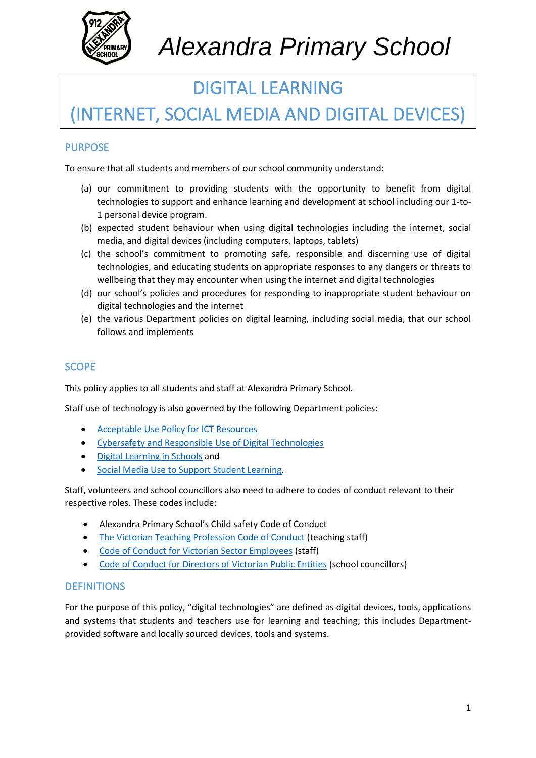# Alexandra Primary School

# DIGITAL LEARNING (INTERNET, SOCIAL MEDIA AND DIGITAL DEVICES)

## PURPOSE

To ensure that all students and members of our school community understand:

(a) our commitment to providing students with the opportunity to benefit from digital technologies to support and enhance learning and development at school including our 1-to-1 personal device program.

(b) expected student behaviour when using digital technologies including the internet, social media, and digital devices (including computers, laptops, tablets)

(c) the school's commitment to promoting safe, responsible and discerning use of digital technologies, and educating students on appropriate responses to any dangers or threats to wellbeing that they may encounter when using the internet and digital technologies

(d) our school's policies and procedures for responding to inappropriate student behaviour on digital technologies and the internet

(e) the various Department policies on digital learning, including social media, that our school follows and implements

## SCOPE

This policy applies to all students and staff at Alexandra Primary School.

Staff use of technology is also governed by the following Department policies:

- Acceptable Use Policy for ICT Resources
- Cybersafety and Responsible Use of Digital Technologies
- Digital Learning in Schools and
- Social Media Use to Support Student Learning.

Staff, volunteers and school councillors also need to adhere to codes of conduct relevant to their respective roles. These codes include:

- Alexandra Primary School's Child safety Code of Conduct
- The Victorian Teaching Profession Code of Conduct (teaching staff)
- Code of Conduct for Victorian Sector Employees (staff)
- Code of Conduct for Directors of Victorian Public Entities (school councillors)

## DEFINITIONS

For the purpose of this policy, "digital technologies" are defined as digital devices, tools, applications and systems that students and teachers use for learning and teaching; this includes Department-provided software and locally sourced devices, tools and systems.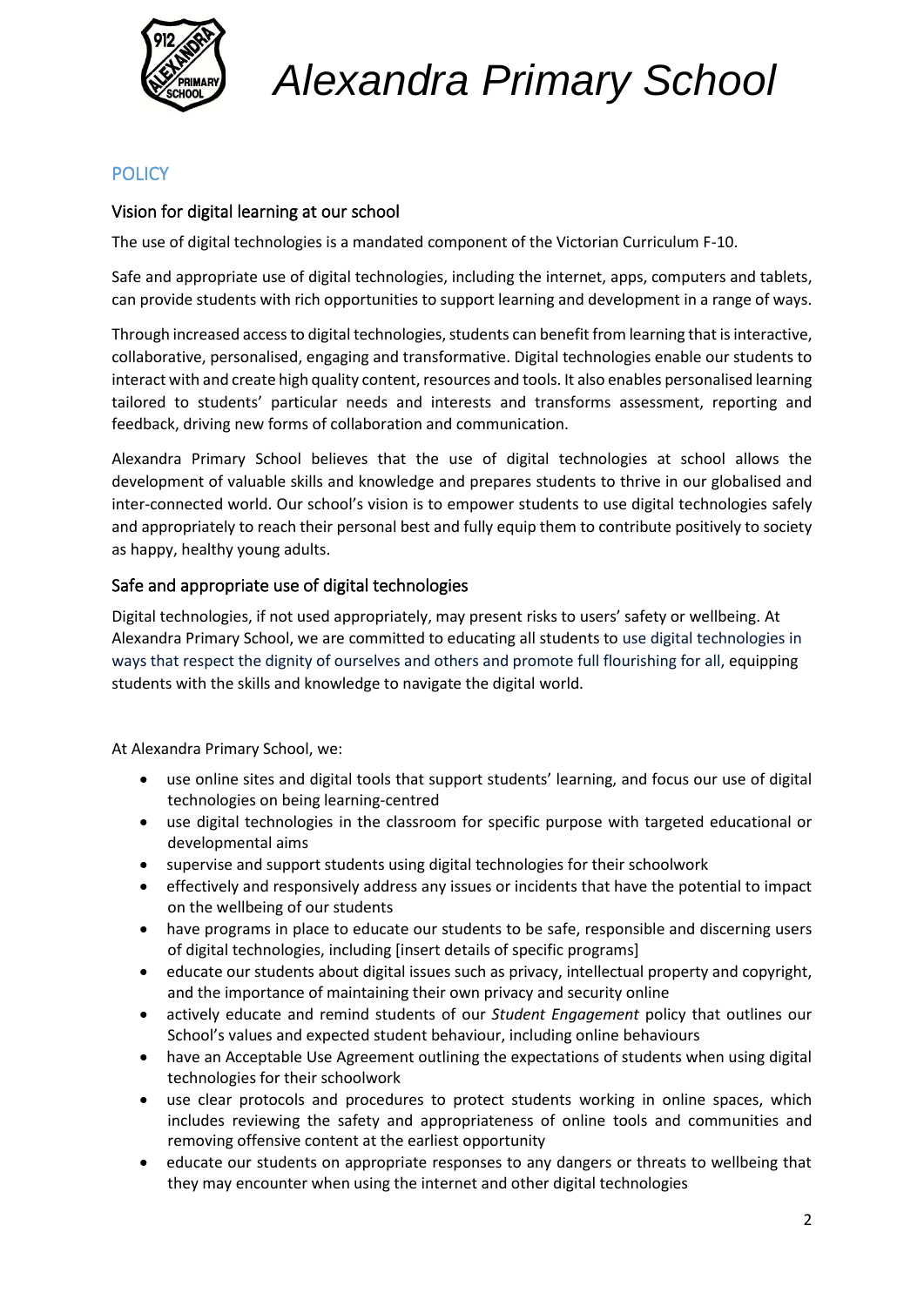## POLICY

### Vision for digital learning at our school

The use of digital technologies is a mandated component of the Victorian Curriculum F-10.

Safe and appropriate use of digital technologies, including the internet, apps, computers and tablets, can provide students with rich opportunities to support learning and development in a range of ways.

Through increased access to digital technologies, students can benefit from learning that is interactive, collaborative, personalised, engaging and transformative. Digital technologies enable our students to interact with and create high quality content, resources and tools. It also enables personalised learning tailored to students' particular needs and interests and transforms assessment, reporting and feedback, driving new forms of collaboration and communication.

Alexandra Primary School believes that the use of digital technologies at school allows the development of valuable skills and knowledge and prepares students to thrive in our globalised and inter-connected world. Our school's vision is to empower students to use digital technologies safely and appropriately to reach their personal best and fully equip them to contribute positively to society as happy, healthy young adults.

### Safe and appropriate use of digital technologies

Digital technologies, if not used appropriately, may present risks to users' safety or wellbeing. At Alexandra Primary School, we are committed to educating all students to use digital technologies in ways that respect the dignity of ourselves and others and promote full flourishing for all, equipping students with the skills and knowledge to navigate the digital world.

At Alexandra Primary School, we:

- use online sites and digital tools that support students' learning, and focus our use of digital technologies on being learning-centred
- use digital technologies in the classroom for specific purpose with targeted educational or developmental aims
- supervise and support students using digital technologies for their schoolwork
- effectively and responsively address any issues or incidents that have the potential to impact on the wellbeing of our students
- have programs in place to educate our students to be safe, responsible and discerning users of digital technologies, including [insert details of specific programs]
- educate our students about digital issues such as privacy, intellectual property and copyright, and the importance of maintaining their own privacy and security online
- actively educate and remind students of our *Student Engagement* policy that outlines our School's values and expected student behaviour, including online behaviours
- have an Acceptable Use Agreement outlining the expectations of students when using digital technologies for their schoolwork
- use clear protocols and procedures to protect students working in online spaces, which includes reviewing the safety and appropriateness of online tools and communities and removing offensive content at the earliest opportunity
- educate our students on appropriate responses to any dangers or threats to wellbeing that they may encounter when using the internet and other digital technologies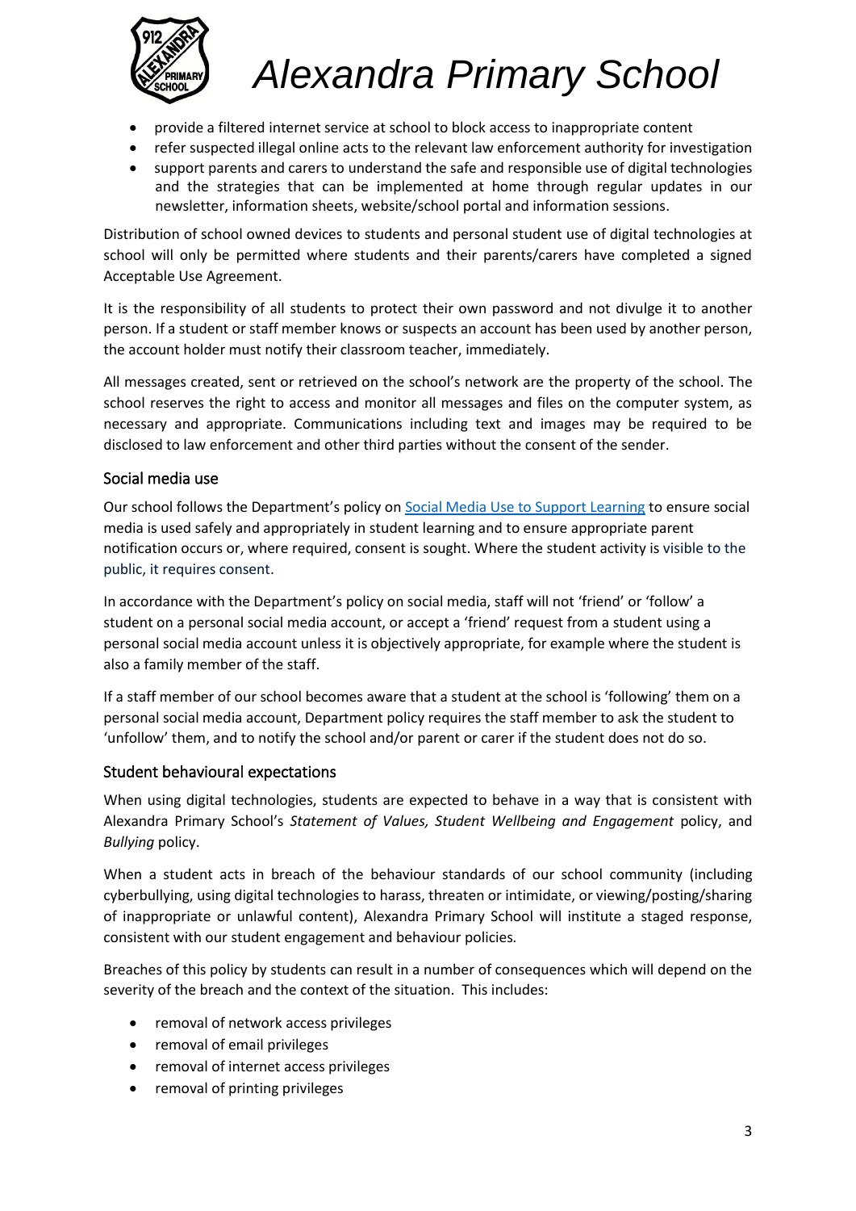- provide a filtered internet service at school to block access to inappropriate content
- refer suspected illegal online acts to the relevant law enforcement authority for investigation
- support parents and carers to understand the safe and responsible use of digital technologies and the strategies that can be implemented at home through regular updates in our newsletter, information sheets, website/school portal and information sessions.

Distribution of school owned devices to students and personal student use of digital technologies at school will only be permitted where students and their parents/carers have completed a signed Acceptable Use Agreement.

It is the responsibility of all students to protect their own password and not divulge it to another person. If a student or staff member knows or suspects an account has been used by another person, the account holder must notify their classroom teacher, immediately.

All messages created, sent or retrieved on the school's network are the property of the school. The school reserves the right to access and monitor all messages and files on the computer system, as necessary and appropriate. Communications including text and images may be required to be disclosed to law enforcement and other third parties without the consent of the sender.

## Social media use

Our school follows the Department's policy on [Social Media Use to Support Learning] to ensure social media is used safely and appropriately in student learning and to ensure appropriate parent notification occurs or, where required, consent is sought. Where the student activity is visible to the public, it requires consent.

In accordance with the Department's policy on social media, staff will not 'friend' or 'follow' a student on a personal social media account, or accept a 'friend' request from a student using a personal social media account unless it is objectively appropriate, for example where the student is also a family member of the staff.

If a staff member of our school becomes aware that a student at the school is 'following' them on a personal social media account, Department policy requires the staff member to ask the student to 'unfollow' them, and to notify the school and/or parent or carer if the student does not do so.

## Student behavioural expectations

When using digital technologies, students are expected to behave in a way that is consistent with Alexandra Primary School's *Statement of Values, Student Wellbeing and Engagement* policy, and *Bullying* policy.

When a student acts in breach of the behaviour standards of our school community (including cyberbullying, using digital technologies to harass, threaten or intimidate, or viewing/posting/sharing of inappropriate or unlawful content), Alexandra Primary School will institute a staged response, consistent with our student engagement and behaviour policies*.*

Breaches of this policy by students can result in a number of consequences which will depend on the severity of the breach and the context of the situation. This includes:

- removal of network access privileges
- removal of email privileges
- removal of internet access privileges
- removal of printing privileges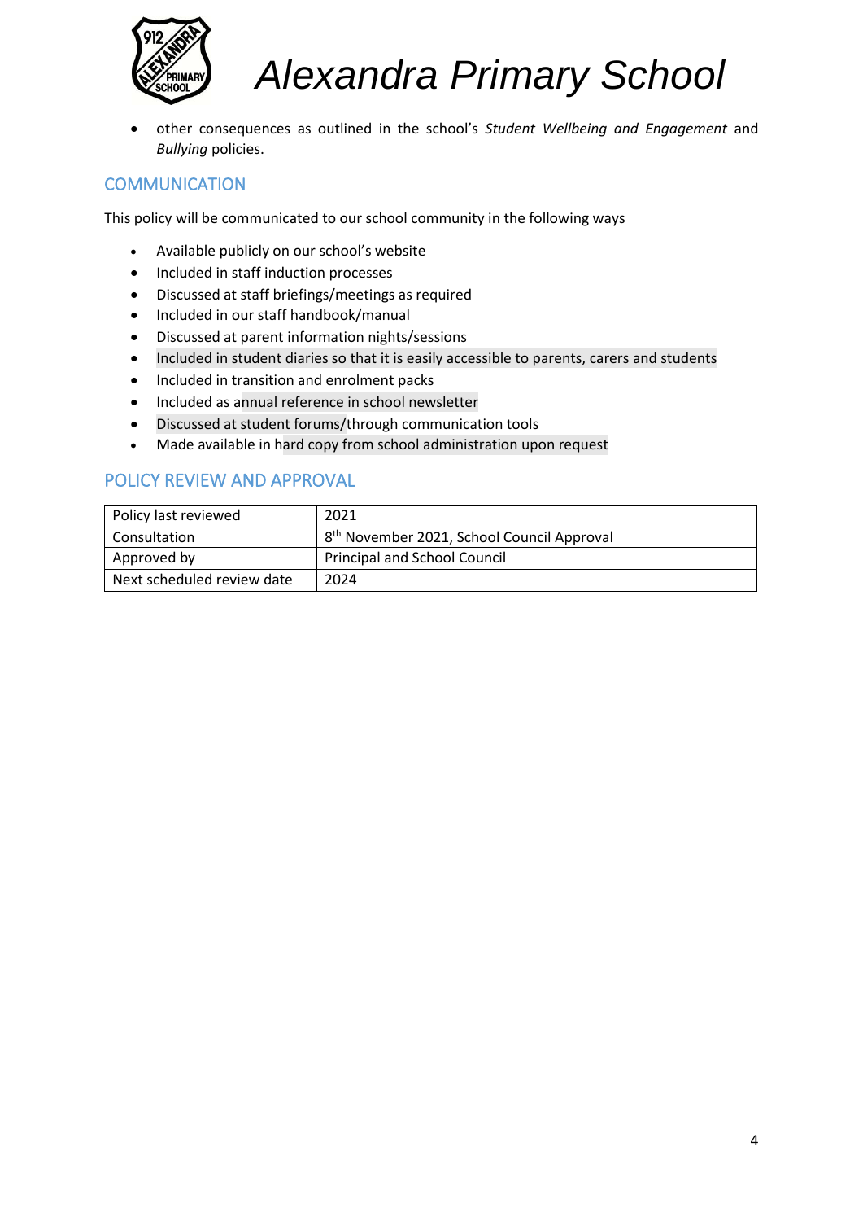- other consequences as outlined in the school's *Student Wellbeing and Engagement* and *Bullying* policies.

## COMMUNICATION

This policy will be communicated to our school community in the following ways

- Available publicly on our school's website
- Included in staff induction processes
- Discussed at staff briefings/meetings as required
- Included in our staff handbook/manual
- Discussed at parent information nights/sessions
- Included in student diaries so that it is easily accessible to parents, carers and students
- Included in transition and enrolment packs
- Included as annual reference in school newsletter
- Discussed at student forums/through communication tools
- Made available in hard copy from school administration upon request

## POLICY REVIEW AND APPROVAL

| | |
|---|---|
| Policy last reviewed | 2021 |
| Consultation | 8th November 2021, School Council Approval |
| Approved by | Principal and School Council |
| Next scheduled review date | 2024 |